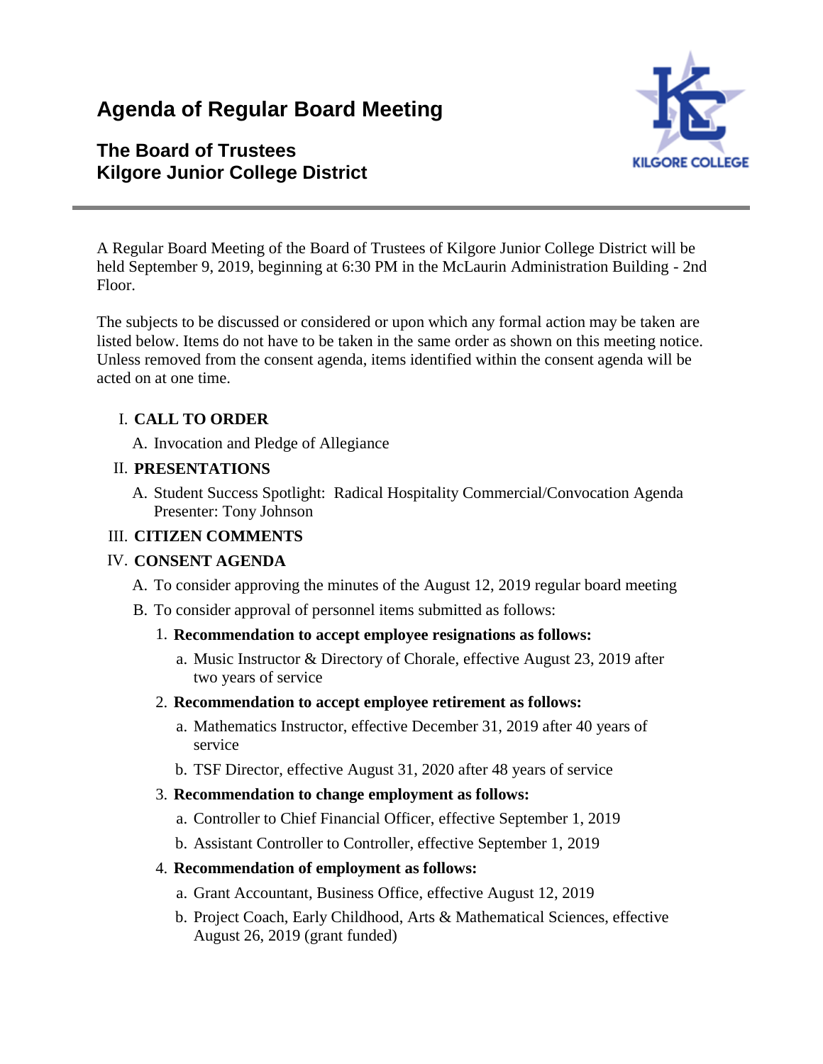# Agenda of Regular Board Meeting

## The Board of Trustees
## Kilgore Junior College District

KILGORE COLLEGE

---

A Regular Board Meeting of the Board of Trustees of Kilgore Junior College District will be held September 9, 2019, beginning at 6:30 PM in the McLaurin Administration Building - 2nd Floor.

The subjects to be discussed or considered or upon which any formal action may be taken are listed below. Items do not have to be taken in the same order as shown on this meeting notice. Unless removed from the consent agenda, items identified within the consent agenda will be acted on at one time.

I. **CALL TO ORDER**

  A. Invocation and Pledge of Allegiance

II. **PRESENTATIONS**

  A. Student Success Spotlight: Radical Hospitality Commercial/Convocation Agenda
  Presenter: Tony Johnson

III. **CITIZEN COMMENTS**

IV. **CONSENT AGENDA**

  A. To consider approving the minutes of the August 12, 2019 regular board meeting

  B. To consider approval of personnel items submitted as follows:

    1. **Recommendation to accept employee resignations as follows:**

      a. Music Instructor & Directory of Chorale, effective August 23, 2019 after two years of service

    2. **Recommendation to accept employee retirement as follows:**

      a. Mathematics Instructor, effective December 31, 2019 after 40 years of service

      b. TSF Director, effective August 31, 2020 after 48 years of service

    3. **Recommendation to change employment as follows:**

      a. Controller to Chief Financial Officer, effective September 1, 2019

      b. Assistant Controller to Controller, effective September 1, 2019

    4. **Recommendation of employment as follows:**

      a. Grant Accountant, Business Office, effective August 12, 2019

      b. Project Coach, Early Childhood, Arts & Mathematical Sciences, effective August 26, 2019 (grant funded)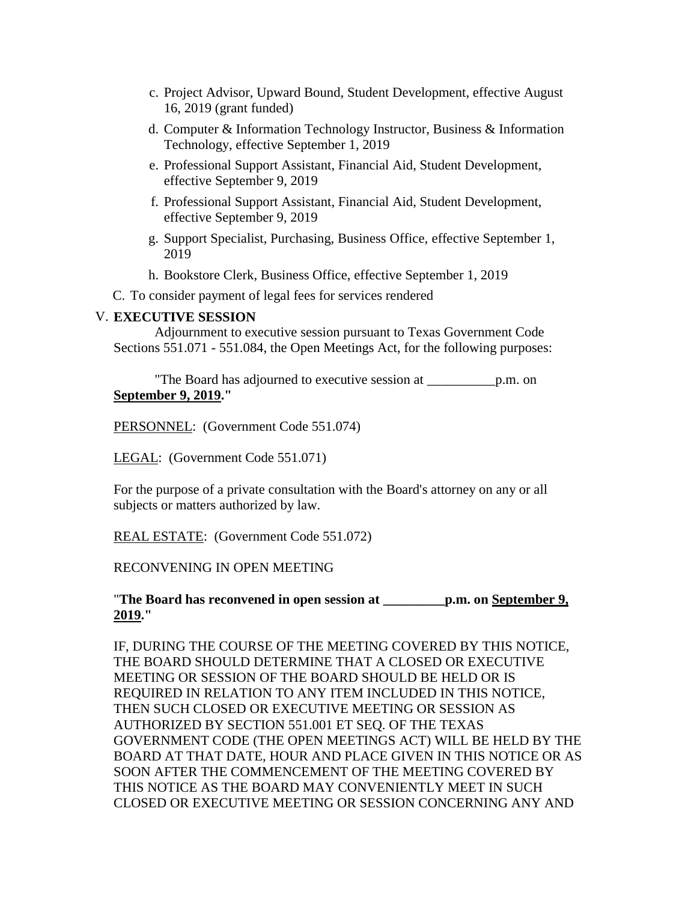c. Project Advisor, Upward Bound, Student Development, effective August 16, 2019 (grant funded)

d. Computer & Information Technology Instructor, Business & Information Technology, effective September 1, 2019

e. Professional Support Assistant, Financial Aid, Student Development, effective September 9, 2019

f. Professional Support Assistant, Financial Aid, Student Development, effective September 9, 2019

g. Support Specialist, Purchasing, Business Office, effective September 1, 2019

h. Bookstore Clerk, Business Office, effective September 1, 2019

C. To consider payment of legal fees for services rendered

V. **EXECUTIVE SESSION**

Adjournment to executive session pursuant to Texas Government Code Sections 551.071 - 551.084, the Open Meetings Act, for the following purposes:

"The Board has adjourned to executive session at __________p.m. on **September 9, 2019**."

PERSONNEL: (Government Code 551.074)

LEGAL: (Government Code 551.071)

For the purpose of a private consultation with the Board's attorney on any or all subjects or matters authorized by law.

REAL ESTATE: (Government Code 551.072)

RECONVENING IN OPEN MEETING

"**The Board has reconvened in open session at _________p.m. on September 9, 2019**."

IF, DURING THE COURSE OF THE MEETING COVERED BY THIS NOTICE, THE BOARD SHOULD DETERMINE THAT A CLOSED OR EXECUTIVE MEETING OR SESSION OF THE BOARD SHOULD BE HELD OR IS REQUIRED IN RELATION TO ANY ITEM INCLUDED IN THIS NOTICE, THEN SUCH CLOSED OR EXECUTIVE MEETING OR SESSION AS AUTHORIZED BY SECTION 551.001 ET SEQ. OF THE TEXAS GOVERNMENT CODE (THE OPEN MEETINGS ACT) WILL BE HELD BY THE BOARD AT THAT DATE, HOUR AND PLACE GIVEN IN THIS NOTICE OR AS SOON AFTER THE COMMENCEMENT OF THE MEETING COVERED BY THIS NOTICE AS THE BOARD MAY CONVENIENTLY MEET IN SUCH CLOSED OR EXECUTIVE MEETING OR SESSION CONCERNING ANY AND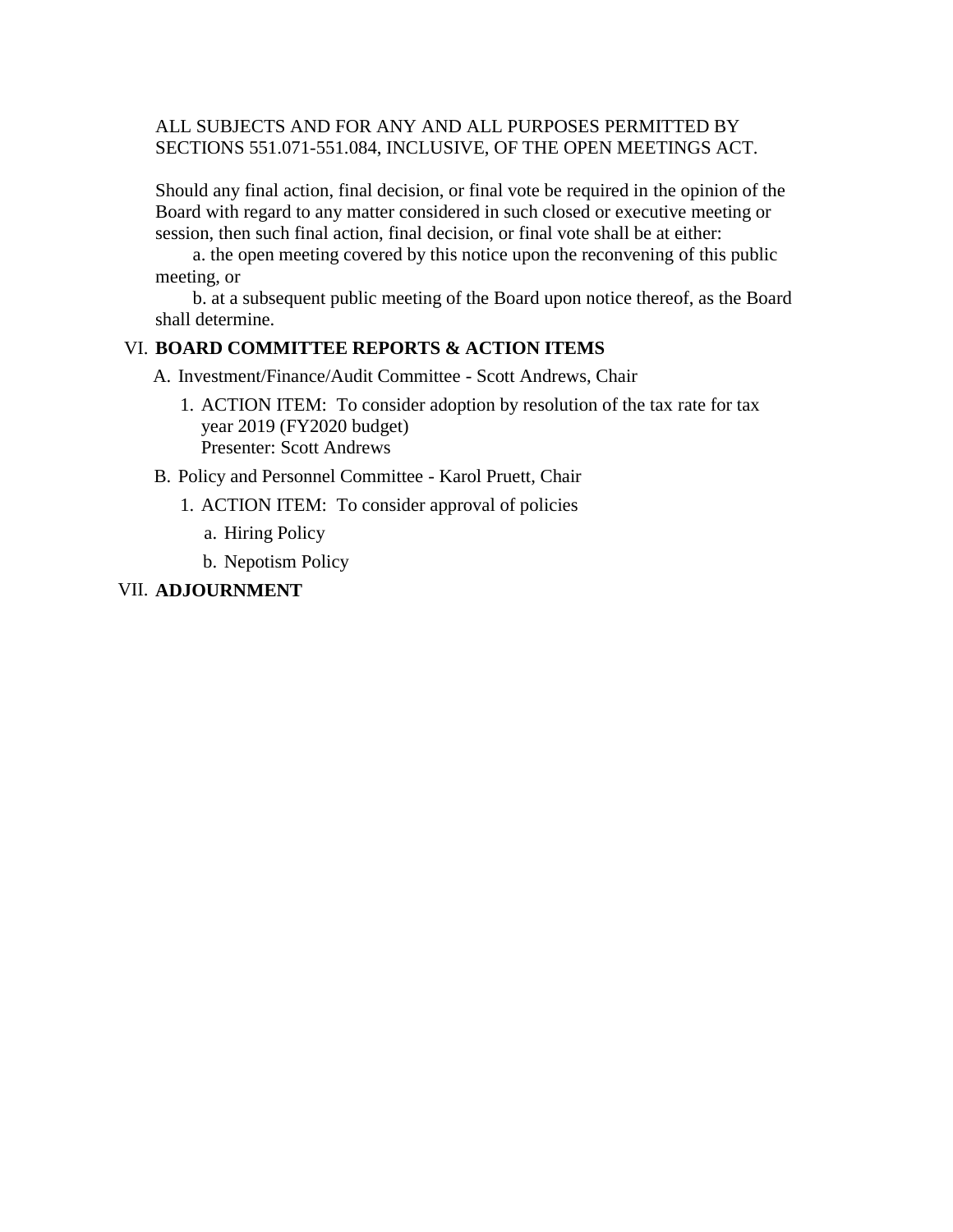ALL SUBJECTS AND FOR ANY AND ALL PURPOSES PERMITTED BY SECTIONS 551.071-551.084, INCLUSIVE, OF THE OPEN MEETINGS ACT.

Should any final action, final decision, or final vote be required in the opinion of the Board with regard to any matter considered in such closed or executive meeting or session, then such final action, final decision, or final vote shall be at either:

a. the open meeting covered by this notice upon the reconvening of this public meeting, or

b. at a subsequent public meeting of the Board upon notice thereof, as the Board shall determine.

VI. **BOARD COMMITTEE REPORTS & ACTION ITEMS**

A. Investment/Finance/Audit Committee - Scott Andrews, Chair

1. ACTION ITEM: To consider adoption by resolution of the tax rate for tax year 2019 (FY2020 budget)
   Presenter: Scott Andrews

B. Policy and Personnel Committee - Karol Pruett, Chair

1. ACTION ITEM: To consider approval of policies

   a. Hiring Policy

   b. Nepotism Policy

VII. **ADJOURNMENT**